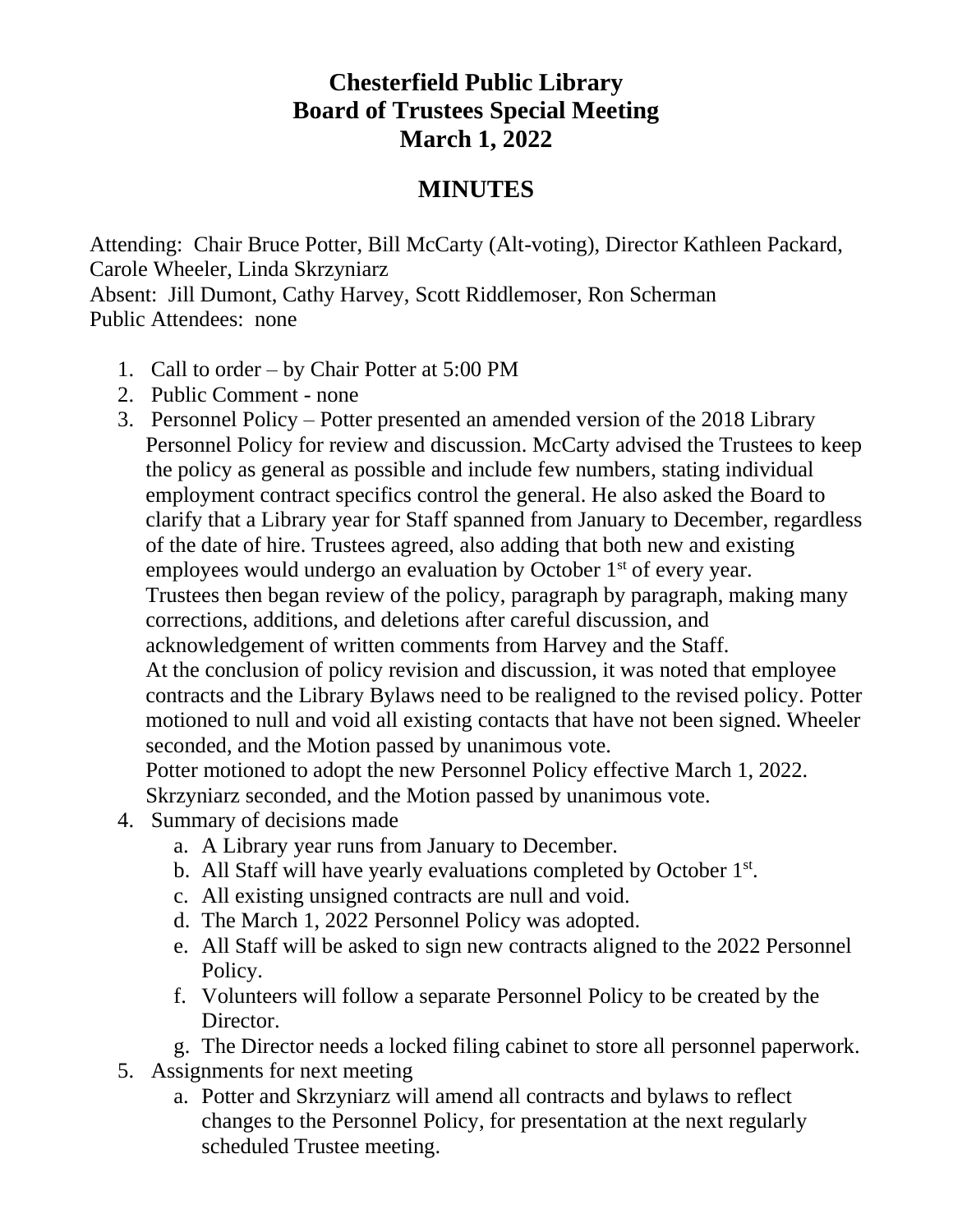# Chesterfield Public Library
# Board of Trustees Special Meeting
# March 1, 2022

## MINUTES

Attending: Chair Bruce Potter, Bill McCarty (Alt-voting), Director Kathleen Packard, Carole Wheeler, Linda Skrzyniarz
Absent: Jill Dumont, Cathy Harvey, Scott Riddlemoser, Ron Scherman
Public Attendees: none

1. Call to order – by Chair Potter at 5:00 PM
2. Public Comment - none
3. Personnel Policy – Potter presented an amended version of the 2018 Library Personnel Policy for review and discussion. McCarty advised the Trustees to keep the policy as general as possible and include few numbers, stating individual employment contract specifics control the general. He also asked the Board to clarify that a Library year for Staff spanned from January to December, regardless of the date of hire. Trustees agreed, also adding that both new and existing employees would undergo an evaluation by October 1st of every year.
   Trustees then began review of the policy, paragraph by paragraph, making many corrections, additions, and deletions after careful discussion, and acknowledgement of written comments from Harvey and the Staff.
   At the conclusion of policy revision and discussion, it was noted that employee contracts and the Library Bylaws need to be realigned to the revised policy. Potter motioned to null and void all existing contacts that have not been signed. Wheeler seconded, and the Motion passed by unanimous vote.
   Potter motioned to adopt the new Personnel Policy effective March 1, 2022. Skrzyniarz seconded, and the Motion passed by unanimous vote.
4. Summary of decisions made
   a. A Library year runs from January to December.
   b. All Staff will have yearly evaluations completed by October 1st.
   c. All existing unsigned contracts are null and void.
   d. The March 1, 2022 Personnel Policy was adopted.
   e. All Staff will be asked to sign new contracts aligned to the 2022 Personnel Policy.
   f. Volunteers will follow a separate Personnel Policy to be created by the Director.
   g. The Director needs a locked filing cabinet to store all personnel paperwork.
5. Assignments for next meeting
   a. Potter and Skrzyniarz will amend all contracts and bylaws to reflect changes to the Personnel Policy, for presentation at the next regularly scheduled Trustee meeting.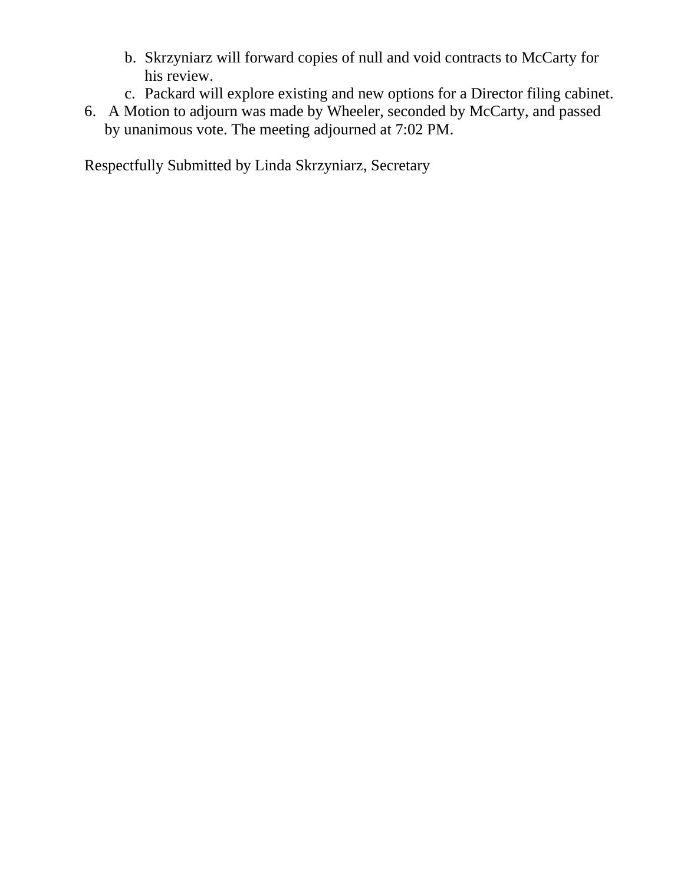b. Skrzyniarz will forward copies of null and void contracts to McCarty for his review.
   c. Packard will explore existing and new options for a Director filing cabinet.

6. A Motion to adjourn was made by Wheeler, seconded by McCarty, and passed by unanimous vote. The meeting adjourned at 7:02 PM.

Respectfully Submitted by Linda Skrzyniarz, Secretary